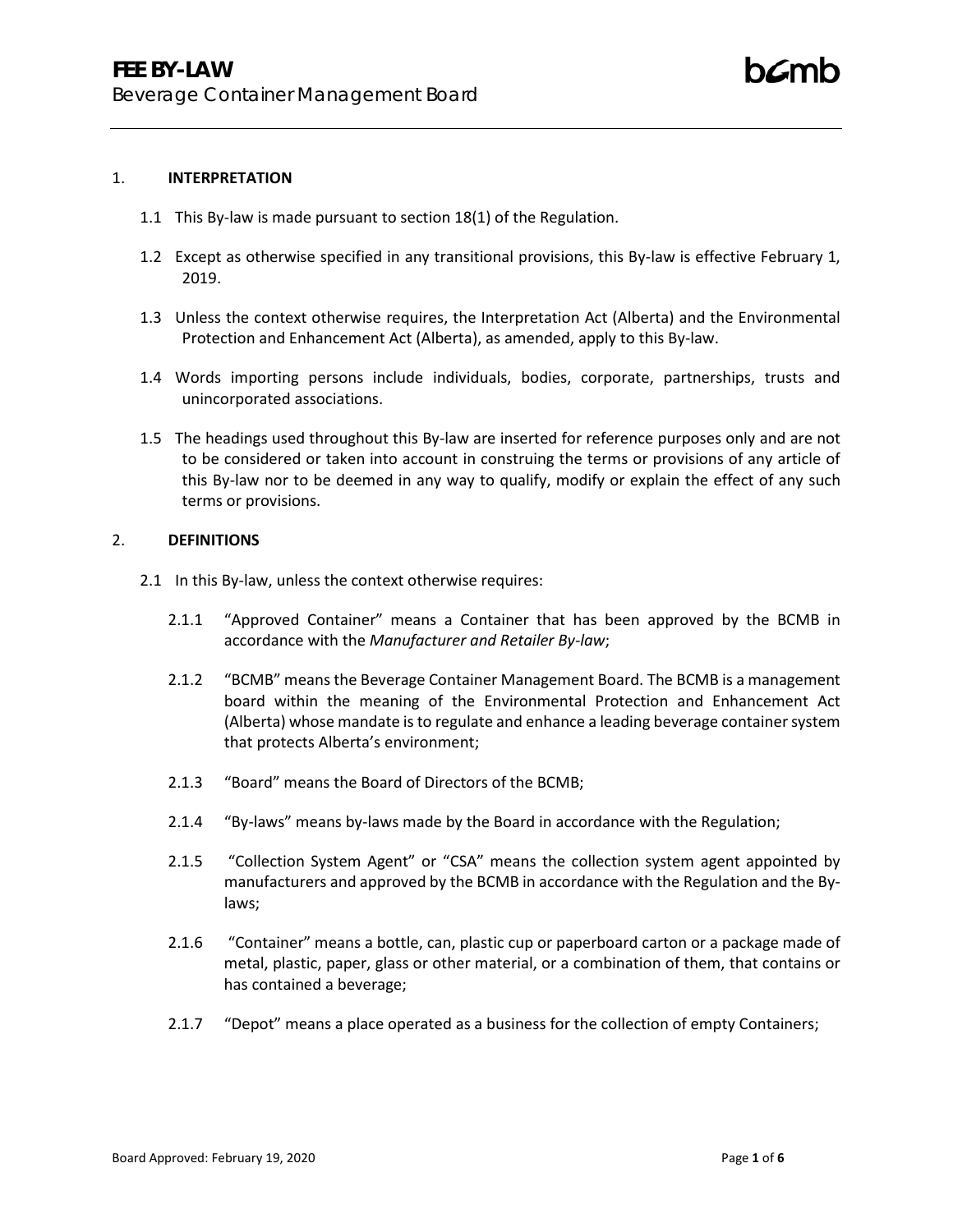# FEE BY-LAW

Beverage Container Management Board

## 1. INTERPRETATION

1.1 This By-law is made pursuant to section 18(1) of the Regulation.

1.2 Except as otherwise specified in any transitional provisions, this By-law is effective February 1, 2019.

1.3 Unless the context otherwise requires, the Interpretation Act (Alberta) and the Environmental Protection and Enhancement Act (Alberta), as amended, apply to this By-law.

1.4 Words importing persons include individuals, bodies, corporate, partnerships, trusts and unincorporated associations.

1.5 The headings used throughout this By-law are inserted for reference purposes only and are not to be considered or taken into account in construing the terms or provisions of any article of this By-law nor to be deemed in any way to qualify, modify or explain the effect of any such terms or provisions.

## 2. DEFINITIONS

2.1 In this By-law, unless the context otherwise requires:

2.1.1 "Approved Container" means a Container that has been approved by the BCMB in accordance with the *Manufacturer and Retailer By-law*;

2.1.2 "BCMB" means the Beverage Container Management Board. The BCMB is a management board within the meaning of the Environmental Protection and Enhancement Act (Alberta) whose mandate is to regulate and enhance a leading beverage container system that protects Alberta's environment;

2.1.3 "Board" means the Board of Directors of the BCMB;

2.1.4 "By-laws" means by-laws made by the Board in accordance with the Regulation;

2.1.5 "Collection System Agent" or "CSA" means the collection system agent appointed by manufacturers and approved by the BCMB in accordance with the Regulation and the By-laws;

2.1.6 "Container" means a bottle, can, plastic cup or paperboard carton or a package made of metal, plastic, paper, glass or other material, or a combination of them, that contains or has contained a beverage;

2.1.7 "Depot" means a place operated as a business for the collection of empty Containers;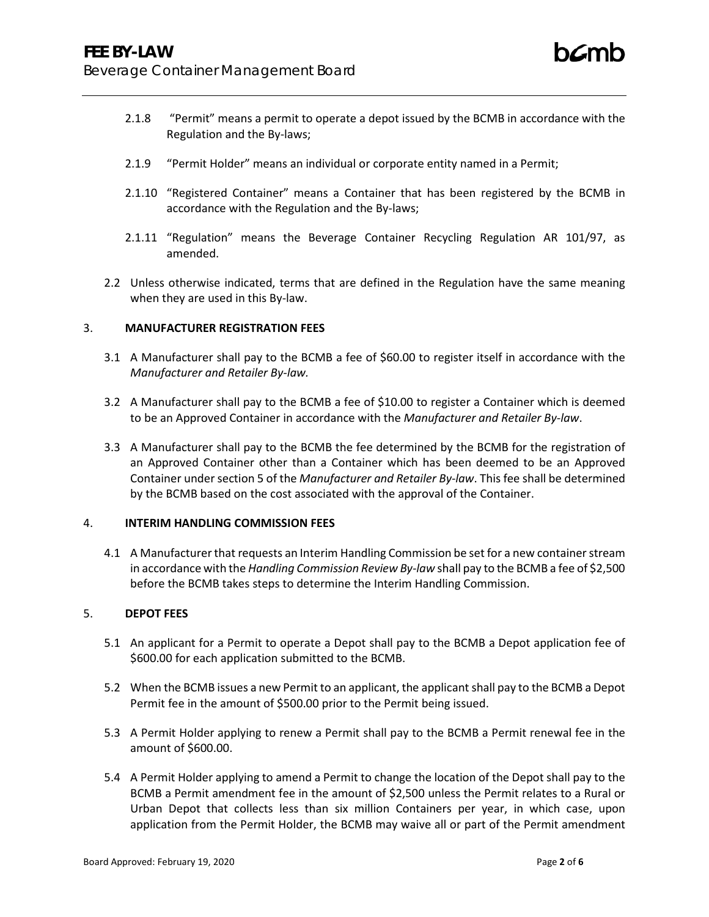2.1.8 "Permit" means a permit to operate a depot issued by the BCMB in accordance with the Regulation and the By-laws;

2.1.9 "Permit Holder" means an individual or corporate entity named in a Permit;

2.1.10 "Registered Container" means a Container that has been registered by the BCMB in accordance with the Regulation and the By-laws;

2.1.11 "Regulation" means the Beverage Container Recycling Regulation AR 101/97, as amended.

2.2 Unless otherwise indicated, terms that are defined in the Regulation have the same meaning when they are used in this By-law.

## 3. MANUFACTURER REGISTRATION FEES

3.1 A Manufacturer shall pay to the BCMB a fee of $60.00 to register itself in accordance with the *Manufacturer and Retailer By-law.*

3.2 A Manufacturer shall pay to the BCMB a fee of $10.00 to register a Container which is deemed to be an Approved Container in accordance with the *Manufacturer and Retailer By-law*.

3.3 A Manufacturer shall pay to the BCMB the fee determined by the BCMB for the registration of an Approved Container other than a Container which has been deemed to be an Approved Container under section 5 of the *Manufacturer and Retailer By-law*. This fee shall be determined by the BCMB based on the cost associated with the approval of the Container.

## 4. INTERIM HANDLING COMMISSION FEES

4.1 A Manufacturer that requests an Interim Handling Commission be set for a new container stream in accordance with the *Handling Commission Review By-law* shall pay to the BCMB a fee of $2,500 before the BCMB takes steps to determine the Interim Handling Commission.

## 5. DEPOT FEES

5.1 An applicant for a Permit to operate a Depot shall pay to the BCMB a Depot application fee of $600.00 for each application submitted to the BCMB.

5.2 When the BCMB issues a new Permit to an applicant, the applicant shall pay to the BCMB a Depot Permit fee in the amount of $500.00 prior to the Permit being issued.

5.3 A Permit Holder applying to renew a Permit shall pay to the BCMB a Permit renewal fee in the amount of $600.00.

5.4 A Permit Holder applying to amend a Permit to change the location of the Depot shall pay to the BCMB a Permit amendment fee in the amount of $2,500 unless the Permit relates to a Rural or Urban Depot that collects less than six million Containers per year, in which case, upon application from the Permit Holder, the BCMB may waive all or part of the Permit amendment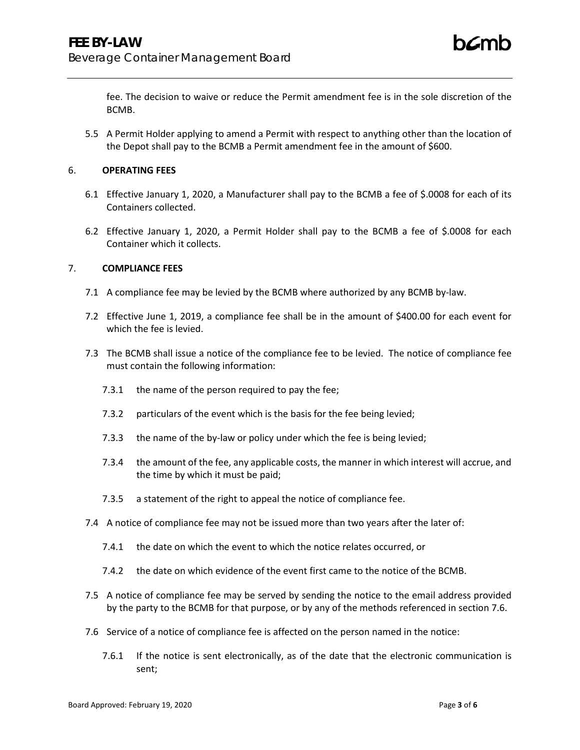fee. The decision to waive or reduce the Permit amendment fee is in the sole discretion of the BCMB.

5.5 A Permit Holder applying to amend a Permit with respect to anything other than the location of the Depot shall pay to the BCMB a Permit amendment fee in the amount of $600.

## 6. OPERATING FEES

6.1 Effective January 1, 2020, a Manufacturer shall pay to the BCMB a fee of $.0008 for each of its Containers collected.

6.2 Effective January 1, 2020, a Permit Holder shall pay to the BCMB a fee of $.0008 for each Container which it collects.

## 7. COMPLIANCE FEES

7.1 A compliance fee may be levied by the BCMB where authorized by any BCMB by-law.

7.2 Effective June 1, 2019, a compliance fee shall be in the amount of $400.00 for each event for which the fee is levied.

7.3 The BCMB shall issue a notice of the compliance fee to be levied. The notice of compliance fee must contain the following information:

7.3.1 the name of the person required to pay the fee;

7.3.2 particulars of the event which is the basis for the fee being levied;

7.3.3 the name of the by-law or policy under which the fee is being levied;

7.3.4 the amount of the fee, any applicable costs, the manner in which interest will accrue, and the time by which it must be paid;

7.3.5 a statement of the right to appeal the notice of compliance fee.

7.4 A notice of compliance fee may not be issued more than two years after the later of:

7.4.1 the date on which the event to which the notice relates occurred, or

7.4.2 the date on which evidence of the event first came to the notice of the BCMB.

7.5 A notice of compliance fee may be served by sending the notice to the email address provided by the party to the BCMB for that purpose, or by any of the methods referenced in section 7.6.

7.6 Service of a notice of compliance fee is affected on the person named in the notice:

7.6.1 If the notice is sent electronically, as of the date that the electronic communication is sent;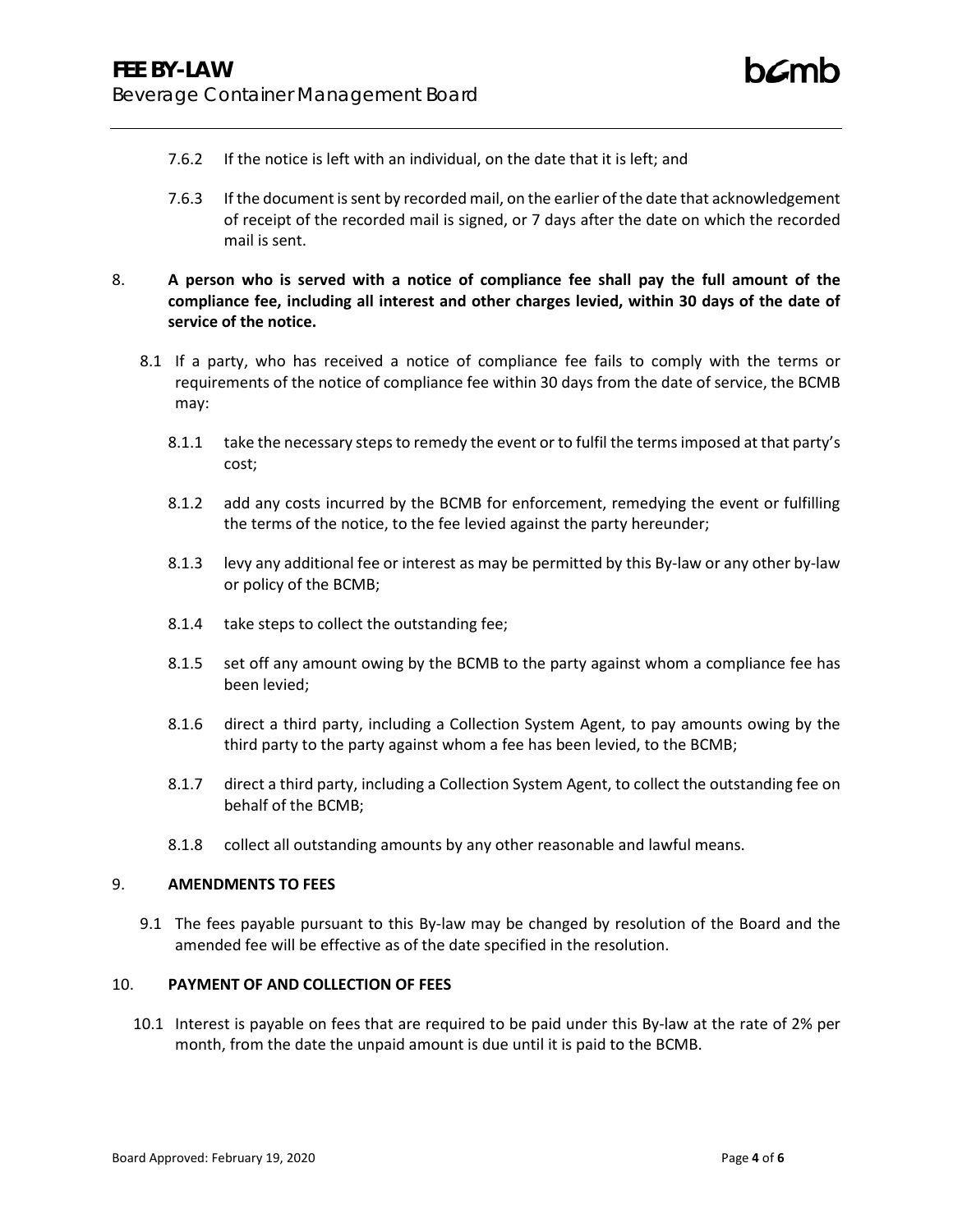7.6.2 If the notice is left with an individual, on the date that it is left; and

7.6.3 If the document is sent by recorded mail, on the earlier of the date that acknowledgement of receipt of the recorded mail is signed, or 7 days after the date on which the recorded mail is sent.

8. **A person who is served with a notice of compliance fee shall pay the full amount of the compliance fee, including all interest and other charges levied, within 30 days of the date of service of the notice.**

8.1 If a party, who has received a notice of compliance fee fails to comply with the terms or requirements of the notice of compliance fee within 30 days from the date of service, the BCMB may:

8.1.1 take the necessary steps to remedy the event or to fulfil the terms imposed at that party's cost;

8.1.2 add any costs incurred by the BCMB for enforcement, remedying the event or fulfilling the terms of the notice, to the fee levied against the party hereunder;

8.1.3 levy any additional fee or interest as may be permitted by this By-law or any other by-law or policy of the BCMB;

8.1.4 take steps to collect the outstanding fee;

8.1.5 set off any amount owing by the BCMB to the party against whom a compliance fee has been levied;

8.1.6 direct a third party, including a Collection System Agent, to pay amounts owing by the third party to the party against whom a fee has been levied, to the BCMB;

8.1.7 direct a third party, including a Collection System Agent, to collect the outstanding fee on behalf of the BCMB;

8.1.8 collect all outstanding amounts by any other reasonable and lawful means.

## 9. AMENDMENTS TO FEES

9.1 The fees payable pursuant to this By-law may be changed by resolution of the Board and the amended fee will be effective as of the date specified in the resolution.

## 10. PAYMENT OF AND COLLECTION OF FEES

10.1 Interest is payable on fees that are required to be paid under this By-law at the rate of 2% per month, from the date the unpaid amount is due until it is paid to the BCMB.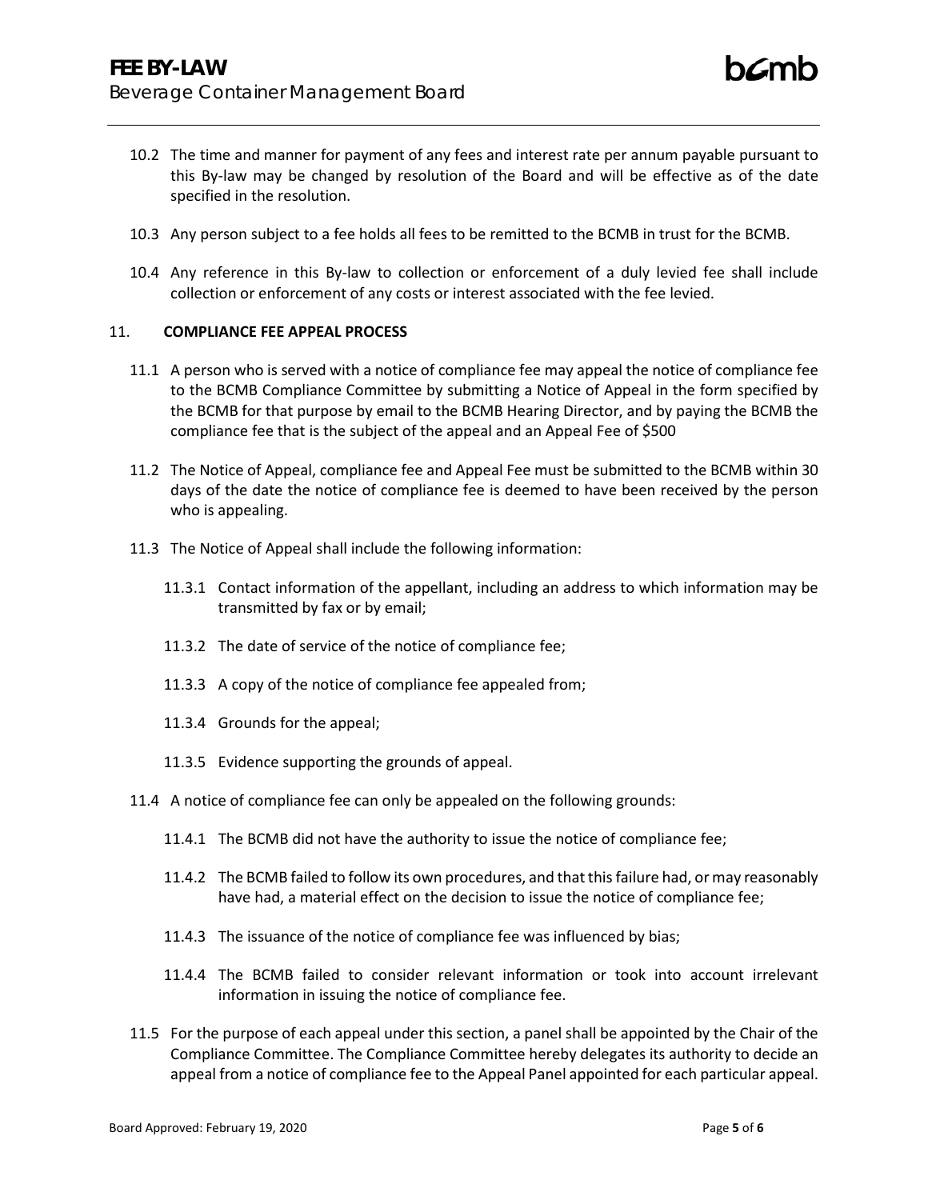10.2 The time and manner for payment of any fees and interest rate per annum payable pursuant to this By-law may be changed by resolution of the Board and will be effective as of the date specified in the resolution.

10.3 Any person subject to a fee holds all fees to be remitted to the BCMB in trust for the BCMB.

10.4 Any reference in this By-law to collection or enforcement of a duly levied fee shall include collection or enforcement of any costs or interest associated with the fee levied.

## 11. COMPLIANCE FEE APPEAL PROCESS

11.1 A person who is served with a notice of compliance fee may appeal the notice of compliance fee to the BCMB Compliance Committee by submitting a Notice of Appeal in the form specified by the BCMB for that purpose by email to the BCMB Hearing Director, and by paying the BCMB the compliance fee that is the subject of the appeal and an Appeal Fee of $500

11.2 The Notice of Appeal, compliance fee and Appeal Fee must be submitted to the BCMB within 30 days of the date the notice of compliance fee is deemed to have been received by the person who is appealing.

11.3 The Notice of Appeal shall include the following information:

- 11.3.1 Contact information of the appellant, including an address to which information may be transmitted by fax or by email;
- 11.3.2 The date of service of the notice of compliance fee;
- 11.3.3 A copy of the notice of compliance fee appealed from;
- 11.3.4 Grounds for the appeal;
- 11.3.5 Evidence supporting the grounds of appeal.

11.4 A notice of compliance fee can only be appealed on the following grounds:

- 11.4.1 The BCMB did not have the authority to issue the notice of compliance fee;
- 11.4.2 The BCMB failed to follow its own procedures, and that this failure had, or may reasonably have had, a material effect on the decision to issue the notice of compliance fee;
- 11.4.3 The issuance of the notice of compliance fee was influenced by bias;
- 11.4.4 The BCMB failed to consider relevant information or took into account irrelevant information in issuing the notice of compliance fee.

11.5 For the purpose of each appeal under this section, a panel shall be appointed by the Chair of the Compliance Committee. The Compliance Committee hereby delegates its authority to decide an appeal from a notice of compliance fee to the Appeal Panel appointed for each particular appeal.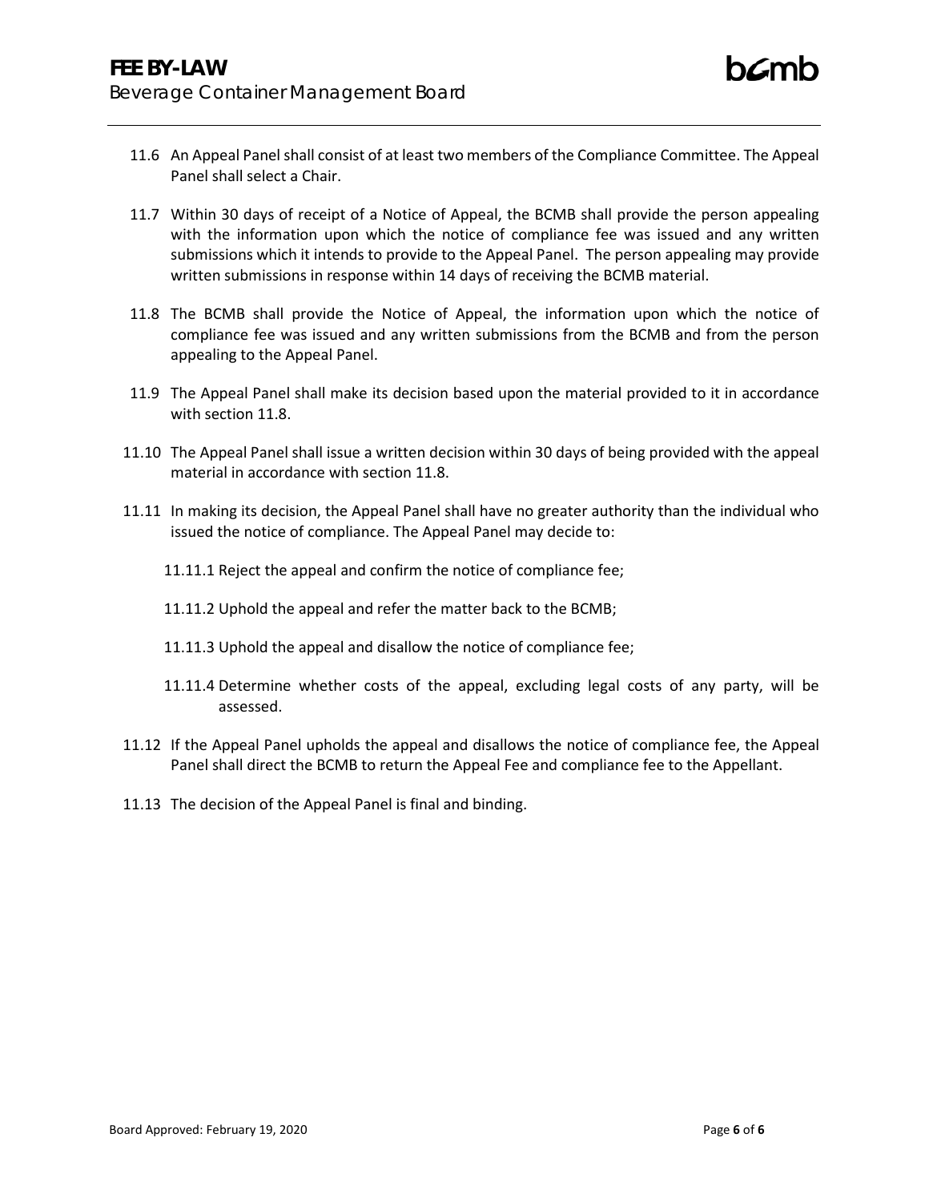11.6 An Appeal Panel shall consist of at least two members of the Compliance Committee. The Appeal Panel shall select a Chair.

11.7 Within 30 days of receipt of a Notice of Appeal, the BCMB shall provide the person appealing with the information upon which the notice of compliance fee was issued and any written submissions which it intends to provide to the Appeal Panel. The person appealing may provide written submissions in response within 14 days of receiving the BCMB material.

11.8 The BCMB shall provide the Notice of Appeal, the information upon which the notice of compliance fee was issued and any written submissions from the BCMB and from the person appealing to the Appeal Panel.

11.9 The Appeal Panel shall make its decision based upon the material provided to it in accordance with section 11.8.

11.10 The Appeal Panel shall issue a written decision within 30 days of being provided with the appeal material in accordance with section 11.8.

11.11 In making its decision, the Appeal Panel shall have no greater authority than the individual who issued the notice of compliance. The Appeal Panel may decide to:

11.11.1 Reject the appeal and confirm the notice of compliance fee;

11.11.2 Uphold the appeal and refer the matter back to the BCMB;

11.11.3 Uphold the appeal and disallow the notice of compliance fee;

11.11.4 Determine whether costs of the appeal, excluding legal costs of any party, will be assessed.

11.12 If the Appeal Panel upholds the appeal and disallows the notice of compliance fee, the Appeal Panel shall direct the BCMB to return the Appeal Fee and compliance fee to the Appellant.

11.13 The decision of the Appeal Panel is final and binding.